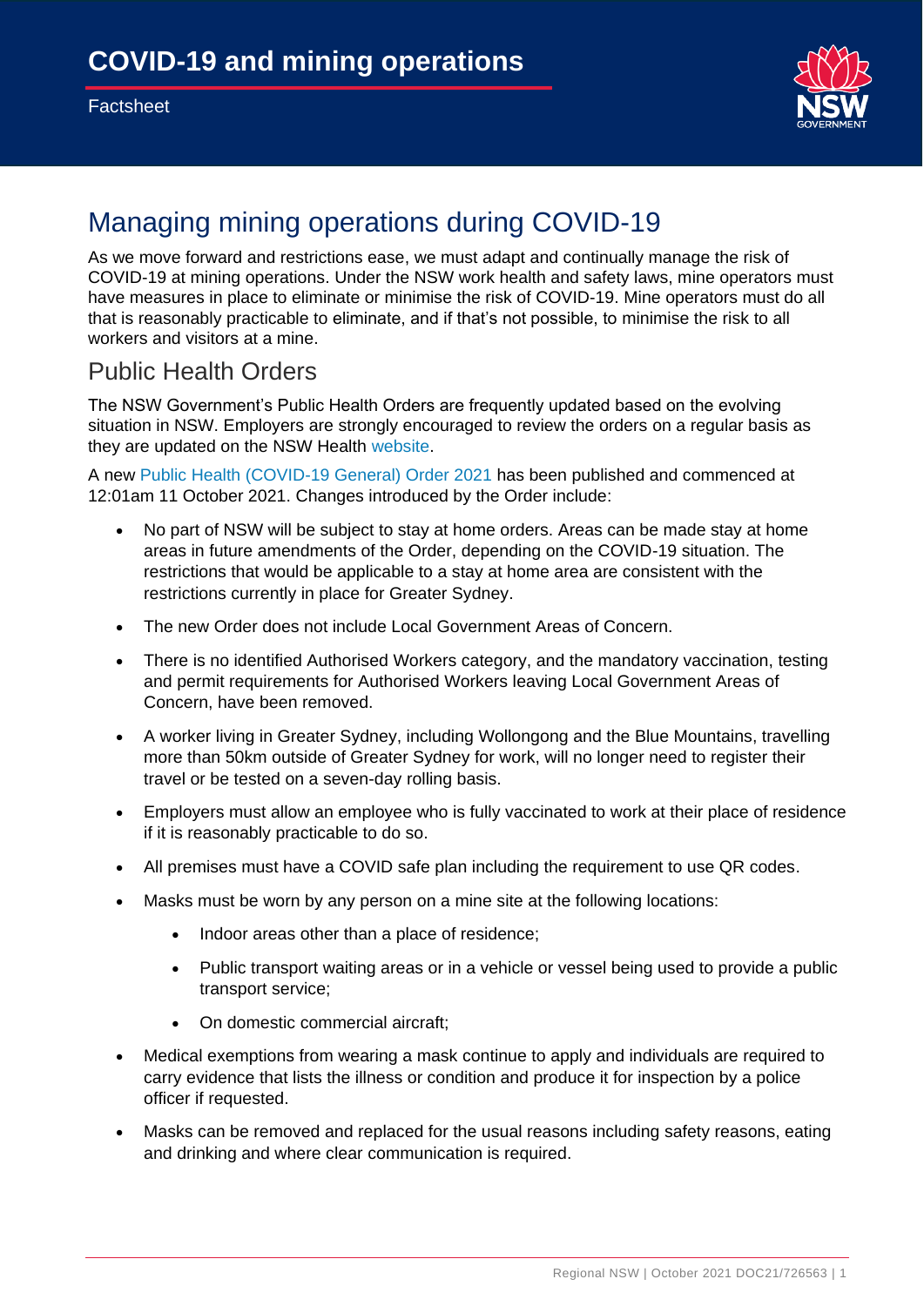# COVID-19 and mining operations

Factsheet

## Managing mining operations during COVID-19

As we move forward and restrictions ease, we must adapt and continually manage the risk of COVID-19 at mining operations. Under the NSW work health and safety laws, mine operators must have measures in place to eliminate or minimise the risk of COVID-19. Mine operators must do all that is reasonably practicable to eliminate, and if that's not possible, to minimise the risk to all workers and visitors at a mine.

### Public Health Orders

The NSW Government's Public Health Orders are frequently updated based on the evolving situation in NSW. Employers are strongly encouraged to review the orders on a regular basis as they are updated on the NSW Health website.

A new Public Health (COVID-19 General) Order 2021 has been published and commenced at 12:01am 11 October 2021. Changes introduced by the Order include:

- No part of NSW will be subject to stay at home orders. Areas can be made stay at home areas in future amendments of the Order, depending on the COVID-19 situation. The restrictions that would be applicable to a stay at home area are consistent with the restrictions currently in place for Greater Sydney.
- The new Order does not include Local Government Areas of Concern.
- There is no identified Authorised Workers category, and the mandatory vaccination, testing and permit requirements for Authorised Workers leaving Local Government Areas of Concern, have been removed.
- A worker living in Greater Sydney, including Wollongong and the Blue Mountains, travelling more than 50km outside of Greater Sydney for work, will no longer need to register their travel or be tested on a seven-day rolling basis.
- Employers must allow an employee who is fully vaccinated to work at their place of residence if it is reasonably practicable to do so.
- All premises must have a COVID safe plan including the requirement to use QR codes.
- Masks must be worn by any person on a mine site at the following locations:
  - Indoor areas other than a place of residence;
  - Public transport waiting areas or in a vehicle or vessel being used to provide a public transport service;
  - On domestic commercial aircraft;
- Medical exemptions from wearing a mask continue to apply and individuals are required to carry evidence that lists the illness or condition and produce it for inspection by a police officer if requested.
- Masks can be removed and replaced for the usual reasons including safety reasons, eating and drinking and where clear communication is required.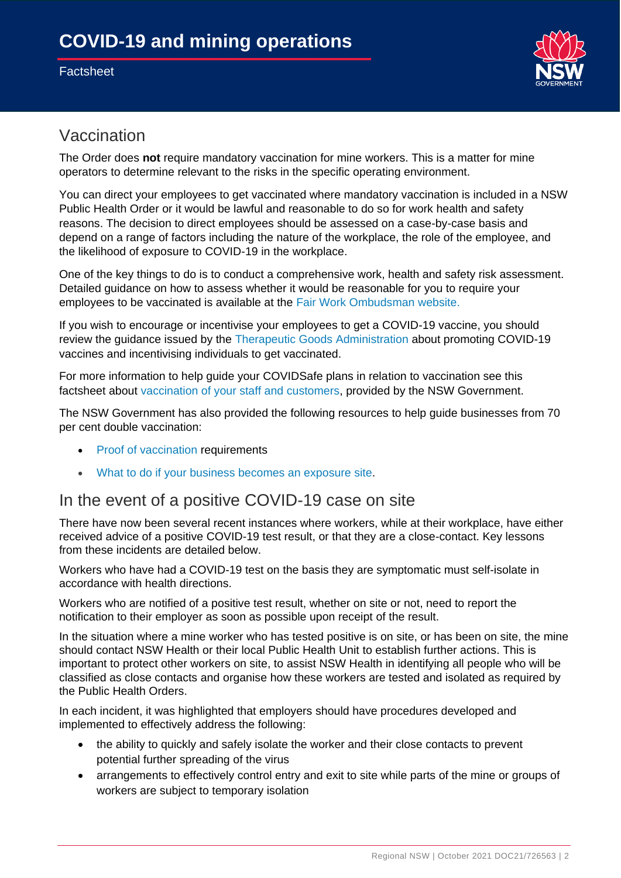## Vaccination

The Order does **not** require mandatory vaccination for mine workers. This is a matter for mine operators to determine relevant to the risks in the specific operating environment.

You can direct your employees to get vaccinated where mandatory vaccination is included in a NSW Public Health Order or it would be lawful and reasonable to do so for work health and safety reasons. The decision to direct employees should be assessed on a case-by-case basis and depend on a range of factors including the nature of the workplace, the role of the employee, and the likelihood of exposure to COVID-19 in the workplace.

One of the key things to do is to conduct a comprehensive work, health and safety risk assessment. Detailed guidance on how to assess whether it would be reasonable for you to require your employees to be vaccinated is available at the Fair Work Ombudsman website.

If you wish to encourage or incentivise your employees to get a COVID-19 vaccine, you should review the guidance issued by the Therapeutic Goods Administration about promoting COVID-19 vaccines and incentivising individuals to get vaccinated.

For more information to help guide your COVIDSafe plans in relation to vaccination see this factsheet about vaccination of your staff and customers, provided by the NSW Government.

The NSW Government has also provided the following resources to help guide businesses from 70 per cent double vaccination:

- Proof of vaccination requirements
- What to do if your business becomes an exposure site.

## In the event of a positive COVID-19 case on site

There have now been several recent instances where workers, while at their workplace, have either received advice of a positive COVID-19 test result, or that they are a close-contact. Key lessons from these incidents are detailed below.

Workers who have had a COVID-19 test on the basis they are symptomatic must self-isolate in accordance with health directions.

Workers who are notified of a positive test result, whether on site or not, need to report the notification to their employer as soon as possible upon receipt of the result.

In the situation where a mine worker who has tested positive is on site, or has been on site, the mine should contact NSW Health or their local Public Health Unit to establish further actions. This is important to protect other workers on site, to assist NSW Health in identifying all people who will be classified as close contacts and organise how these workers are tested and isolated as required by the Public Health Orders.

In each incident, it was highlighted that employers should have procedures developed and implemented to effectively address the following:

- the ability to quickly and safely isolate the worker and their close contacts to prevent potential further spreading of the virus
- arrangements to effectively control entry and exit to site while parts of the mine or groups of workers are subject to temporary isolation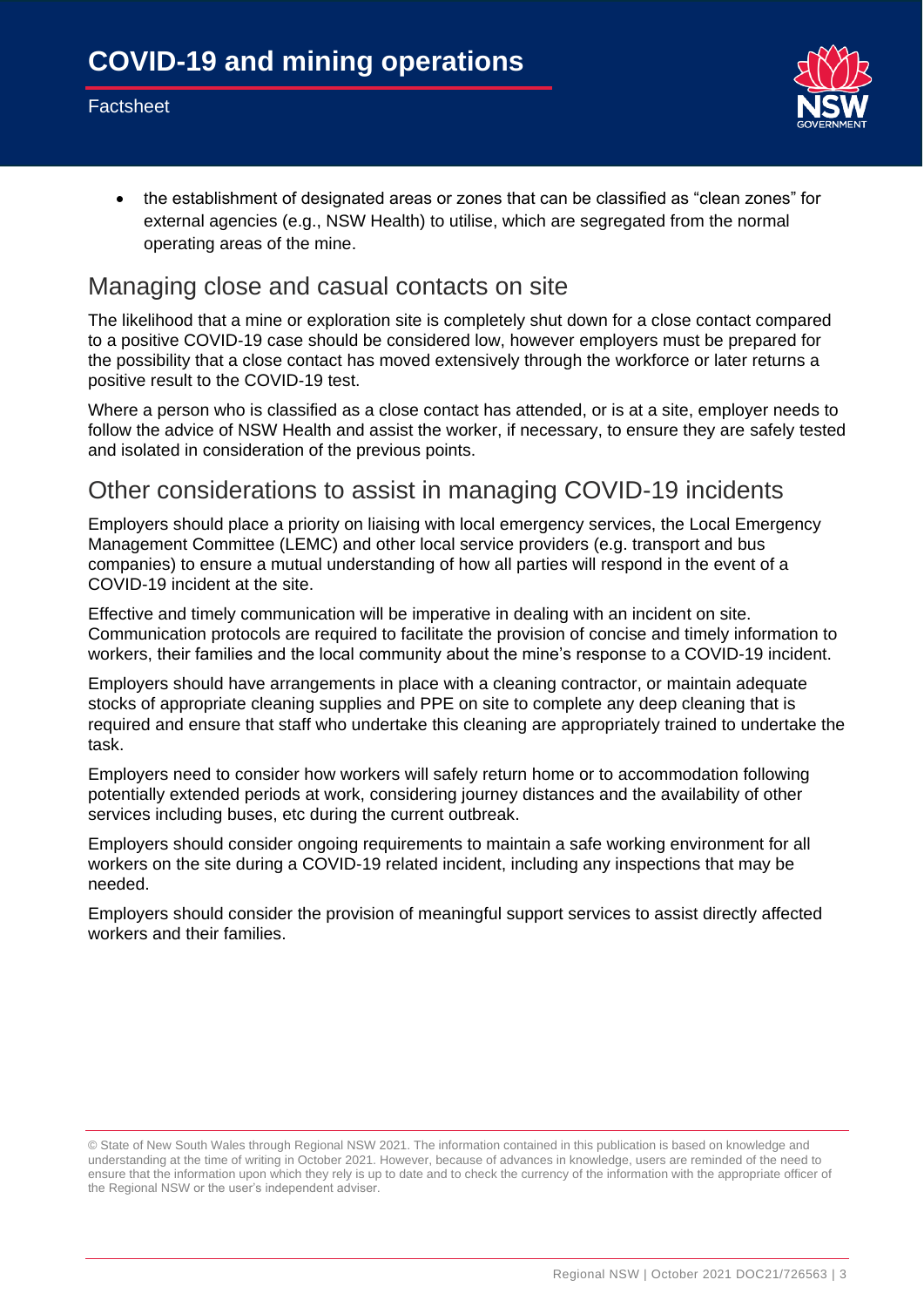- the establishment of designated areas or zones that can be classified as "clean zones" for external agencies (e.g., NSW Health) to utilise, which are segregated from the normal operating areas of the mine.

## Managing close and casual contacts on site

The likelihood that a mine or exploration site is completely shut down for a close contact compared to a positive COVID-19 case should be considered low, however employers must be prepared for the possibility that a close contact has moved extensively through the workforce or later returns a positive result to the COVID-19 test.

Where a person who is classified as a close contact has attended, or is at a site, employer needs to follow the advice of NSW Health and assist the worker, if necessary, to ensure they are safely tested and isolated in consideration of the previous points.

## Other considerations to assist in managing COVID-19 incidents

Employers should place a priority on liaising with local emergency services, the Local Emergency Management Committee (LEMC) and other local service providers (e.g. transport and bus companies) to ensure a mutual understanding of how all parties will respond in the event of a COVID-19 incident at the site.

Effective and timely communication will be imperative in dealing with an incident on site. Communication protocols are required to facilitate the provision of concise and timely information to workers, their families and the local community about the mine's response to a COVID-19 incident.

Employers should have arrangements in place with a cleaning contractor, or maintain adequate stocks of appropriate cleaning supplies and PPE on site to complete any deep cleaning that is required and ensure that staff who undertake this cleaning are appropriately trained to undertake the task.

Employers need to consider how workers will safely return home or to accommodation following potentially extended periods at work, considering journey distances and the availability of other services including buses, etc during the current outbreak.

Employers should consider ongoing requirements to maintain a safe working environment for all workers on the site during a COVID-19 related incident, including any inspections that may be needed.

Employers should consider the provision of meaningful support services to assist directly affected workers and their families.

© State of New South Wales through Regional NSW 2021. The information contained in this publication is based on knowledge and understanding at the time of writing in October 2021. However, because of advances in knowledge, users are reminded of the need to ensure that the information upon which they rely is up to date and to check the currency of the information with the appropriate officer of the Regional NSW or the user's independent adviser.